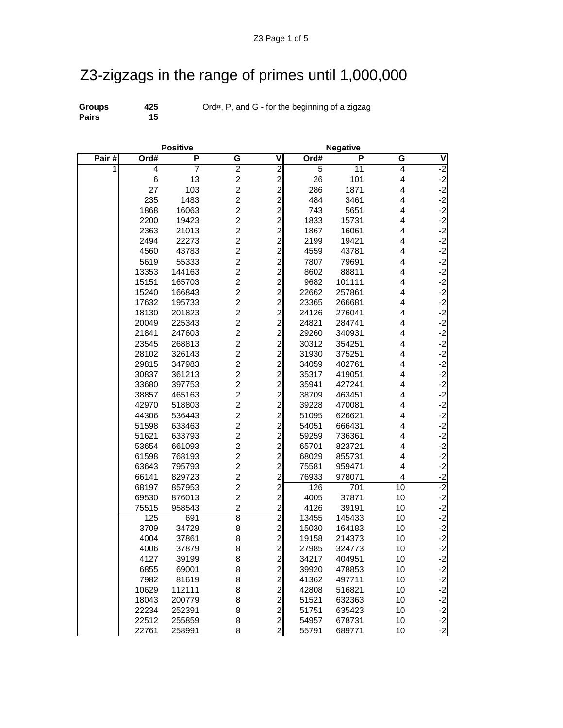# Z3-zigzags in the range of primes until 1,000,000

**Groups** **425** Ord#, P, and G - for the beginning of a zigzag

**Pairs** **15**

| | Positive | | | | Negative | | | |
|---|---|---|---|---|---|---|---|---|
| **Pair #** | **Ord#** | **P** | **G** | **V** | **Ord#** | **P** | **G** | **V** |
| 1 | 4 | 7 | 2 | 2 | 5 | 11 | 4 | -2 |
| | 6 | 13 | 2 | 2 | 26 | 101 | 4 | -2 |
| | 27 | 103 | 2 | 2 | 286 | 1871 | 4 | -2 |
| | 235 | 1483 | 2 | 2 | 484 | 3461 | 4 | -2 |
| | 1868 | 16063 | 2 | 2 | 743 | 5651 | 4 | -2 |
| | 2200 | 19423 | 2 | 2 | 1833 | 15731 | 4 | -2 |
| | 2363 | 21013 | 2 | 2 | 1867 | 16061 | 4 | -2 |
| | 2494 | 22273 | 2 | 2 | 2199 | 19421 | 4 | -2 |
| | 4560 | 43783 | 2 | 2 | 4559 | 43781 | 4 | -2 |
| | 5619 | 55333 | 2 | 2 | 7807 | 79691 | 4 | -2 |
| | 13353 | 144163 | 2 | 2 | 8602 | 88811 | 4 | -2 |
| | 15151 | 165703 | 2 | 2 | 9682 | 101111 | 4 | -2 |
| | 15240 | 166843 | 2 | 2 | 22662 | 257861 | 4 | -2 |
| | 17632 | 195733 | 2 | 2 | 23365 | 266681 | 4 | -2 |
| | 18130 | 201823 | 2 | 2 | 24126 | 276041 | 4 | -2 |
| | 20049 | 225343 | 2 | 2 | 24821 | 284741 | 4 | -2 |
| | 21841 | 247603 | 2 | 2 | 29260 | 340931 | 4 | -2 |
| | 23545 | 268813 | 2 | 2 | 30312 | 354251 | 4 | -2 |
| | 28102 | 326143 | 2 | 2 | 31930 | 375251 | 4 | -2 |
| | 29815 | 347983 | 2 | 2 | 34059 | 402761 | 4 | -2 |
| | 30837 | 361213 | 2 | 2 | 35317 | 419051 | 4 | -2 |
| | 33680 | 397753 | 2 | 2 | 35941 | 427241 | 4 | -2 |
| | 38857 | 465163 | 2 | 2 | 38709 | 463451 | 4 | -2 |
| | 42970 | 518803 | 2 | 2 | 39228 | 470081 | 4 | -2 |
| | 44306 | 536443 | 2 | 2 | 51095 | 626621 | 4 | -2 |
| | 51598 | 633463 | 2 | 2 | 54051 | 666431 | 4 | -2 |
| | 51621 | 633793 | 2 | 2 | 59259 | 736361 | 4 | -2 |
| | 53654 | 661093 | 2 | 2 | 65701 | 823721 | 4 | -2 |
| | 61598 | 768193 | 2 | 2 | 68029 | 855731 | 4 | -2 |
| | 63643 | 795793 | 2 | 2 | 75581 | 959471 | 4 | -2 |
| | 66141 | 829723 | 2 | 2 | 76933 | 978071 | 4 | -2 |
| | 68197 | 857953 | 2 | 2 | 126 | 701 | 10 | -2 |
| | 69530 | 876013 | 2 | 2 | 4005 | 37871 | 10 | -2 |
| | 75515 | 958543 | 2 | 2 | 4126 | 39191 | 10 | -2 |
| | 125 | 691 | 8 | 2 | 13455 | 145433 | 10 | -2 |
| | 3709 | 34729 | 8 | 2 | 15030 | 164183 | 10 | -2 |
| | 4004 | 37861 | 8 | 2 | 19158 | 214373 | 10 | -2 |
| | 4006 | 37879 | 8 | 2 | 27985 | 324773 | 10 | -2 |
| | 4127 | 39199 | 8 | 2 | 34217 | 404951 | 10 | -2 |
| | 6855 | 69001 | 8 | 2 | 39920 | 478853 | 10 | -2 |
| | 7982 | 81619 | 8 | 2 | 41362 | 497711 | 10 | -2 |
| | 10629 | 112111 | 8 | 2 | 42808 | 516821 | 10 | -2 |
| | 18043 | 200779 | 8 | 2 | 51521 | 632363 | 10 | -2 |
| | 22234 | 252391 | 8 | 2 | 51751 | 635423 | 10 | -2 |
| | 22512 | 255859 | 8 | 2 | 54957 | 678731 | 10 | -2 |
| | 22761 | 258991 | 8 | 2 | 55791 | 689771 | 10 | -2 |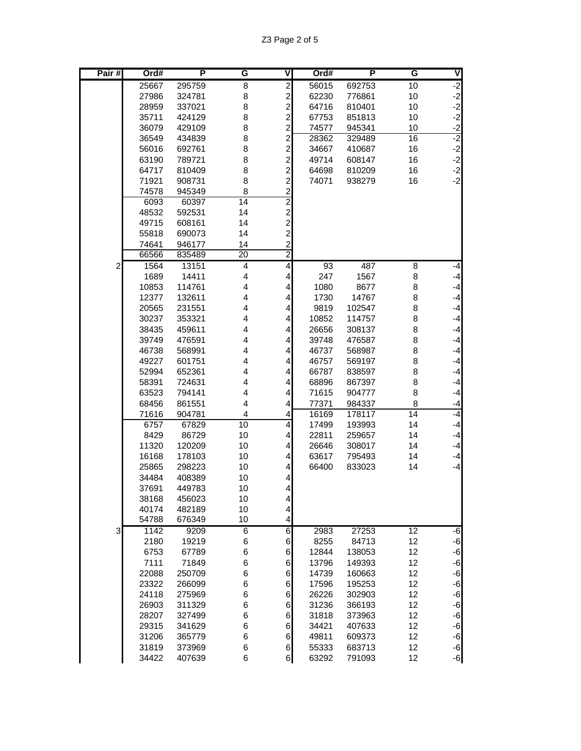| Pair # | Ord# | P | G | V | Ord# | P | G | V |
|---|---|---|---|---|---|---|---|---|
| | 25667 | 295759 | 8 | 2 | 56015 | 692753 | 10 | -2 |
| | 27986 | 324781 | 8 | 2 | 62230 | 776861 | 10 | -2 |
| | 28959 | 337021 | 8 | 2 | 64716 | 810401 | 10 | -2 |
| | 35711 | 424129 | 8 | 2 | 67753 | 851813 | 10 | -2 |
| | 36079 | 429109 | 8 | 2 | 74577 | 945341 | 10 | -2 |
| | 36549 | 434839 | 8 | 2 | 28362 | 329489 | 16 | -2 |
| | 56016 | 692761 | 8 | 2 | 34667 | 410687 | 16 | -2 |
| | 63190 | 789721 | 8 | 2 | 49714 | 608147 | 16 | -2 |
| | 64717 | 810409 | 8 | 2 | 64698 | 810209 | 16 | -2 |
| | 71921 | 908731 | 8 | 2 | 74071 | 938279 | 16 | -2 |
| | 74578 | 945349 | 8 | 2 | | | | |
| | 6093 | 60397 | 14 | 2 | | | | |
| | 48532 | 592531 | 14 | 2 | | | | |
| | 49715 | 608161 | 14 | 2 | | | | |
| | 55818 | 690073 | 14 | 2 | | | | |
| | 74641 | 946177 | 14 | 2 | | | | |
| | 66566 | 835489 | 20 | 2 | | | | |
| 2 | 1564 | 13151 | 4 | 4 | 93 | 487 | 8 | -4 |
| | 1689 | 14411 | 4 | 4 | 247 | 1567 | 8 | -4 |
| | 10853 | 114761 | 4 | 4 | 1080 | 8677 | 8 | -4 |
| | 12377 | 132611 | 4 | 4 | 1730 | 14767 | 8 | -4 |
| | 20565 | 231551 | 4 | 4 | 9819 | 102547 | 8 | -4 |
| | 30237 | 353321 | 4 | 4 | 10852 | 114757 | 8 | -4 |
| | 38435 | 459611 | 4 | 4 | 26656 | 308137 | 8 | -4 |
| | 39749 | 476591 | 4 | 4 | 39748 | 476587 | 8 | -4 |
| | 46738 | 568991 | 4 | 4 | 46737 | 568987 | 8 | -4 |
| | 49227 | 601751 | 4 | 4 | 46757 | 569197 | 8 | -4 |
| | 52994 | 652361 | 4 | 4 | 66787 | 838597 | 8 | -4 |
| | 58391 | 724631 | 4 | 4 | 68896 | 867397 | 8 | -4 |
| | 63523 | 794141 | 4 | 4 | 71615 | 904777 | 8 | -4 |
| | 68456 | 861551 | 4 | 4 | 77371 | 984337 | 8 | -4 |
| | 71616 | 904781 | 4 | 4 | 16169 | 178117 | 14 | -4 |
| | 6757 | 67829 | 10 | 4 | 17499 | 193993 | 14 | -4 |
| | 8429 | 86729 | 10 | 4 | 22811 | 259657 | 14 | -4 |
| | 11320 | 120209 | 10 | 4 | 26646 | 308017 | 14 | -4 |
| | 16168 | 178103 | 10 | 4 | 63617 | 795493 | 14 | -4 |
| | 25865 | 298223 | 10 | 4 | 66400 | 833023 | 14 | -4 |
| | 34484 | 408389 | 10 | 4 | | | | |
| | 37691 | 449783 | 10 | 4 | | | | |
| | 38168 | 456023 | 10 | 4 | | | | |
| | 40174 | 482189 | 10 | 4 | | | | |
| | 54788 | 676349 | 10 | 4 | | | | |
| 3 | 1142 | 9209 | 6 | 6 | 2983 | 27253 | 12 | -6 |
| | 2180 | 19219 | 6 | 6 | 8255 | 84713 | 12 | -6 |
| | 6753 | 67789 | 6 | 6 | 12844 | 138053 | 12 | -6 |
| | 7111 | 71849 | 6 | 6 | 13796 | 149393 | 12 | -6 |
| | 22088 | 250709 | 6 | 6 | 14739 | 160663 | 12 | -6 |
| | 23322 | 266099 | 6 | 6 | 17596 | 195253 | 12 | -6 |
| | 24118 | 275969 | 6 | 6 | 26226 | 302903 | 12 | -6 |
| | 26903 | 311329 | 6 | 6 | 31236 | 366193 | 12 | -6 |
| | 28207 | 327499 | 6 | 6 | 31818 | 373963 | 12 | -6 |
| | 29315 | 341629 | 6 | 6 | 34421 | 407633 | 12 | -6 |
| | 31206 | 365779 | 6 | 6 | 49811 | 609373 | 12 | -6 |
| | 31819 | 373969 | 6 | 6 | 55333 | 683713 | 12 | -6 |
| | 34422 | 407639 | 6 | 6 | 63292 | 791093 | 12 | -6 |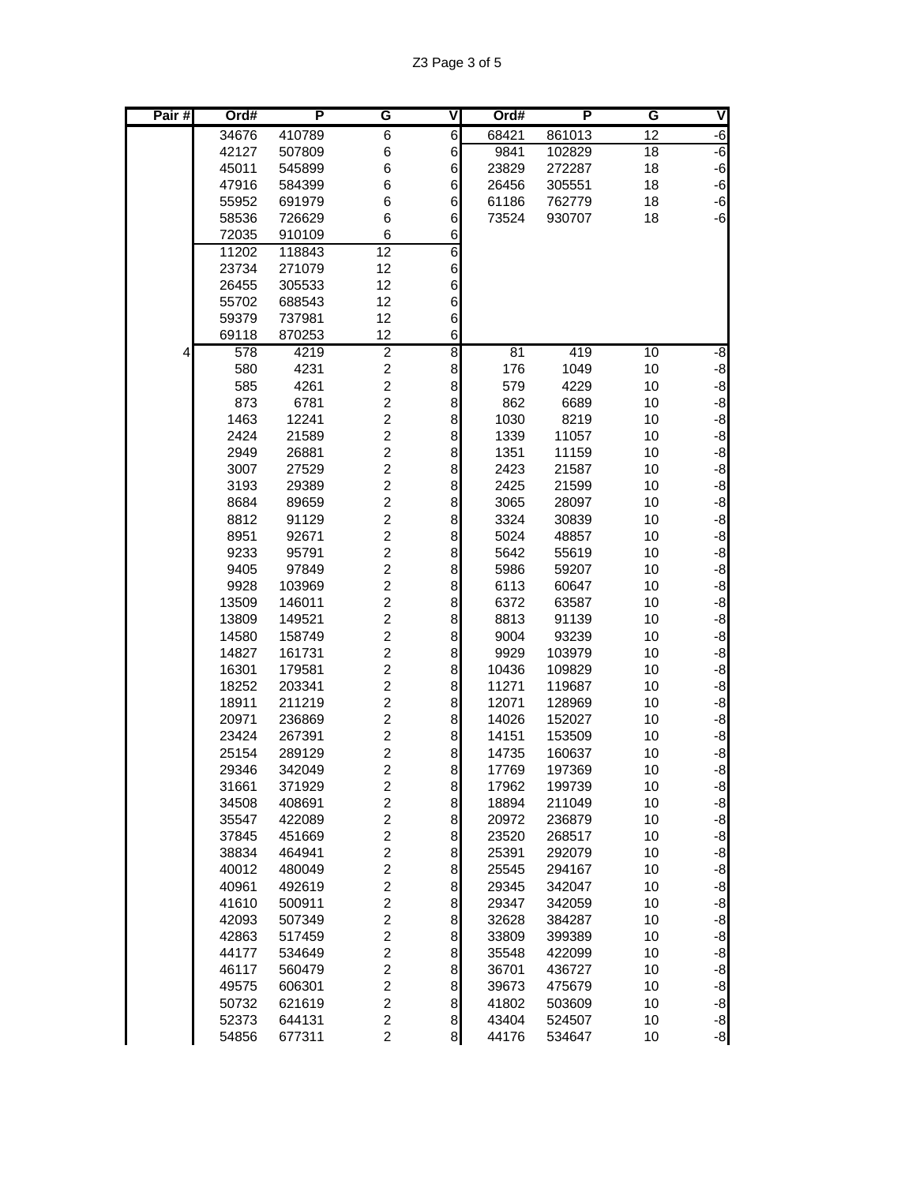| Pair # | Ord# | P | G | V | Ord# | P | G | V |
|---|---|---|---|---|---|---|---|---|
| | 34676 | 410789 | 6 | 6 | 68421 | 861013 | 12 | -6 |
| | 42127 | 507809 | 6 | 6 | 9841 | 102829 | 18 | -6 |
| | 45011 | 545899 | 6 | 6 | 23829 | 272287 | 18 | -6 |
| | 47916 | 584399 | 6 | 6 | 26456 | 305551 | 18 | -6 |
| | 55952 | 691979 | 6 | 6 | 61186 | 762779 | 18 | -6 |
| | 58536 | 726629 | 6 | 6 | 73524 | 930707 | 18 | -6 |
| | 72035 | 910109 | 6 | 6 | | | | |
| | 11202 | 118843 | 12 | 6 | | | | |
| | 23734 | 271079 | 12 | 6 | | | | |
| | 26455 | 305533 | 12 | 6 | | | | |
| | 55702 | 688543 | 12 | 6 | | | | |
| | 59379 | 737981 | 12 | 6 | | | | |
| | 69118 | 870253 | 12 | 6 | | | | |
| 4 | 578 | 4219 | 2 | 8 | 81 | 419 | 10 | -8 |
| | 580 | 4231 | 2 | 8 | 176 | 1049 | 10 | -8 |
| | 585 | 4261 | 2 | 8 | 579 | 4229 | 10 | -8 |
| | 873 | 6781 | 2 | 8 | 862 | 6689 | 10 | -8 |
| | 1463 | 12241 | 2 | 8 | 1030 | 8219 | 10 | -8 |
| | 2424 | 21589 | 2 | 8 | 1339 | 11057 | 10 | -8 |
| | 2949 | 26881 | 2 | 8 | 1351 | 11159 | 10 | -8 |
| | 3007 | 27529 | 2 | 8 | 2423 | 21587 | 10 | -8 |
| | 3193 | 29389 | 2 | 8 | 2425 | 21599 | 10 | -8 |
| | 8684 | 89659 | 2 | 8 | 3065 | 28097 | 10 | -8 |
| | 8812 | 91129 | 2 | 8 | 3324 | 30839 | 10 | -8 |
| | 8951 | 92671 | 2 | 8 | 5024 | 48857 | 10 | -8 |
| | 9233 | 95791 | 2 | 8 | 5642 | 55619 | 10 | -8 |
| | 9405 | 97849 | 2 | 8 | 5986 | 59207 | 10 | -8 |
| | 9928 | 103969 | 2 | 8 | 6113 | 60647 | 10 | -8 |
| | 13509 | 146011 | 2 | 8 | 6372 | 63587 | 10 | -8 |
| | 13809 | 149521 | 2 | 8 | 8813 | 91139 | 10 | -8 |
| | 14580 | 158749 | 2 | 8 | 9004 | 93239 | 10 | -8 |
| | 14827 | 161731 | 2 | 8 | 9929 | 103979 | 10 | -8 |
| | 16301 | 179581 | 2 | 8 | 10436 | 109829 | 10 | -8 |
| | 18252 | 203341 | 2 | 8 | 11271 | 119687 | 10 | -8 |
| | 18911 | 211219 | 2 | 8 | 12071 | 128969 | 10 | -8 |
| | 20971 | 236869 | 2 | 8 | 14026 | 152027 | 10 | -8 |
| | 23424 | 267391 | 2 | 8 | 14151 | 153509 | 10 | -8 |
| | 25154 | 289129 | 2 | 8 | 14735 | 160637 | 10 | -8 |
| | 29346 | 342049 | 2 | 8 | 17769 | 197369 | 10 | -8 |
| | 31661 | 371929 | 2 | 8 | 17962 | 199739 | 10 | -8 |
| | 34508 | 408691 | 2 | 8 | 18894 | 211049 | 10 | -8 |
| | 35547 | 422089 | 2 | 8 | 20972 | 236879 | 10 | -8 |
| | 37845 | 451669 | 2 | 8 | 23520 | 268517 | 10 | -8 |
| | 38834 | 464941 | 2 | 8 | 25391 | 292079 | 10 | -8 |
| | 40012 | 480049 | 2 | 8 | 25545 | 294167 | 10 | -8 |
| | 40961 | 492619 | 2 | 8 | 29345 | 342047 | 10 | -8 |
| | 41610 | 500911 | 2 | 8 | 29347 | 342059 | 10 | -8 |
| | 42093 | 507349 | 2 | 8 | 32628 | 384287 | 10 | -8 |
| | 42863 | 517459 | 2 | 8 | 33809 | 399389 | 10 | -8 |
| | 44177 | 534649 | 2 | 8 | 35548 | 422099 | 10 | -8 |
| | 46117 | 560479 | 2 | 8 | 36701 | 436727 | 10 | -8 |
| | 49575 | 606301 | 2 | 8 | 39673 | 475679 | 10 | -8 |
| | 50732 | 621619 | 2 | 8 | 41802 | 503609 | 10 | -8 |
| | 52373 | 644131 | 2 | 8 | 43404 | 524507 | 10 | -8 |
| | 54856 | 677311 | 2 | 8 | 44176 | 534647 | 10 | -8 |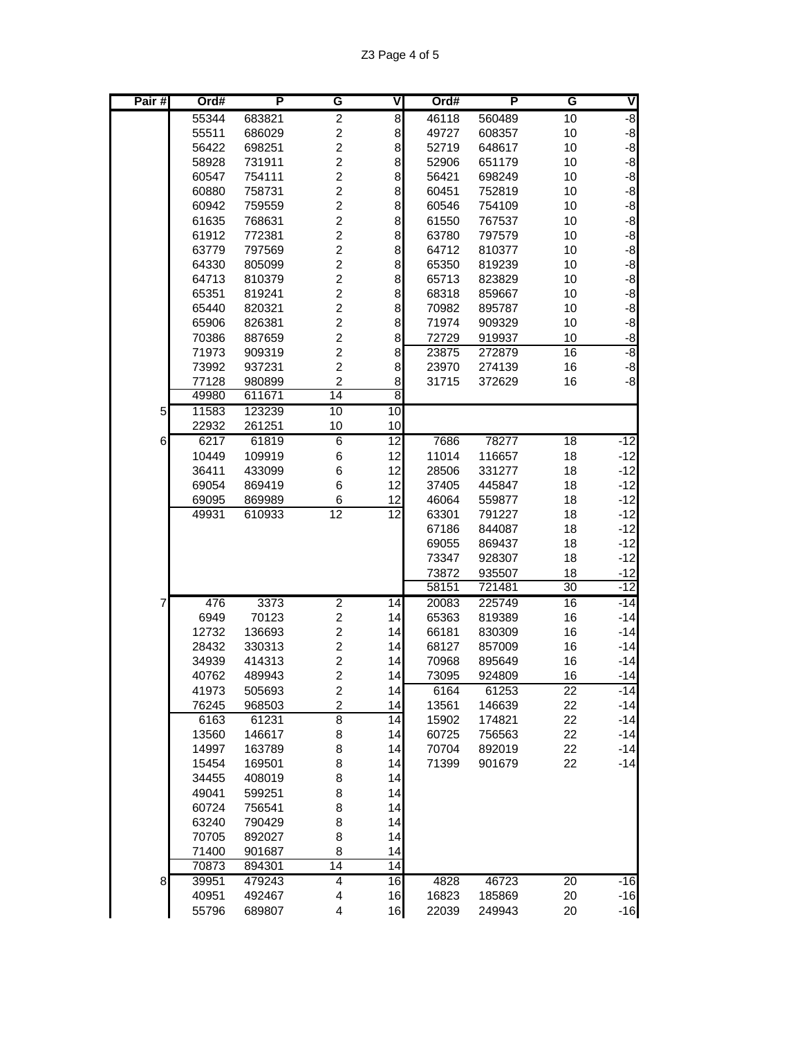| Pair # | Ord# | P | G | V | Ord# | P | G | V |
|---|---|---|---|---|---|---|---|---|
| | 55344 | 683821 | 2 | 8 | 46118 | 560489 | 10 | -8 |
| | 55511 | 686029 | 2 | 8 | 49727 | 608357 | 10 | -8 |
| | 56422 | 698251 | 2 | 8 | 52719 | 648617 | 10 | -8 |
| | 58928 | 731911 | 2 | 8 | 52906 | 651179 | 10 | -8 |
| | 60547 | 754111 | 2 | 8 | 56421 | 698249 | 10 | -8 |
| | 60880 | 758731 | 2 | 8 | 60451 | 752819 | 10 | -8 |
| | 60942 | 759559 | 2 | 8 | 60546 | 754109 | 10 | -8 |
| | 61635 | 768631 | 2 | 8 | 61550 | 767537 | 10 | -8 |
| | 61912 | 772381 | 2 | 8 | 63780 | 797579 | 10 | -8 |
| | 63779 | 797569 | 2 | 8 | 64712 | 810377 | 10 | -8 |
| | 64330 | 805099 | 2 | 8 | 65350 | 819239 | 10 | -8 |
| | 64713 | 810379 | 2 | 8 | 65713 | 823829 | 10 | -8 |
| | 65351 | 819241 | 2 | 8 | 68318 | 859667 | 10 | -8 |
| | 65440 | 820321 | 2 | 8 | 70982 | 895787 | 10 | -8 |
| | 65906 | 826381 | 2 | 8 | 71974 | 909329 | 10 | -8 |
| | 70386 | 887659 | 2 | 8 | 72729 | 919937 | 10 | -8 |
| | 71973 | 909319 | 2 | 8 | 23875 | 272879 | 16 | -8 |
| | 73992 | 937231 | 2 | 8 | 23970 | 274139 | 16 | -8 |
| | 77128 | 980899 | 2 | 8 | 31715 | 372629 | 16 | -8 |
| | 49980 | 611671 | 14 | 8 | | | | |
| 5 | 11583 | 123239 | 10 | 10 | | | | |
| | 22932 | 261251 | 10 | 10 | | | | |
| 6 | 6217 | 61819 | 6 | 12 | 7686 | 78277 | 18 | -12 |
| | 10449 | 109919 | 6 | 12 | 11014 | 116657 | 18 | -12 |
| | 36411 | 433099 | 6 | 12 | 28506 | 331277 | 18 | -12 |
| | 69054 | 869419 | 6 | 12 | 37405 | 445847 | 18 | -12 |
| | 69095 | 869989 | 6 | 12 | 46064 | 559877 | 18 | -12 |
| | 49931 | 610933 | 12 | 12 | 63301 | 791227 | 18 | -12 |
| | | | | | 67186 | 844087 | 18 | -12 |
| | | | | | 69055 | 869437 | 18 | -12 |
| | | | | | 73347 | 928307 | 18 | -12 |
| | | | | | 73872 | 935507 | 18 | -12 |
| | | | | | 58151 | 721481 | 30 | -12 |
| 7 | 476 | 3373 | 2 | 14 | 20083 | 225749 | 16 | -14 |
| | 6949 | 70123 | 2 | 14 | 65363 | 819389 | 16 | -14 |
| | 12732 | 136693 | 2 | 14 | 66181 | 830309 | 16 | -14 |
| | 28432 | 330313 | 2 | 14 | 68127 | 857009 | 16 | -14 |
| | 34939 | 414313 | 2 | 14 | 70968 | 895649 | 16 | -14 |
| | 40762 | 489943 | 2 | 14 | 73095 | 924809 | 16 | -14 |
| | 41973 | 505693 | 2 | 14 | 6164 | 61253 | 22 | -14 |
| | 76245 | 968503 | 2 | 14 | 13561 | 146639 | 22 | -14 |
| | 6163 | 61231 | 8 | 14 | 15902 | 174821 | 22 | -14 |
| | 13560 | 146617 | 8 | 14 | 60725 | 756563 | 22 | -14 |
| | 14997 | 163789 | 8 | 14 | 70704 | 892019 | 22 | -14 |
| | 15454 | 169501 | 8 | 14 | 71399 | 901679 | 22 | -14 |
| | 34455 | 408019 | 8 | 14 | | | | |
| | 49041 | 599251 | 8 | 14 | | | | |
| | 60724 | 756541 | 8 | 14 | | | | |
| | 63240 | 790429 | 8 | 14 | | | | |
| | 70705 | 892027 | 8 | 14 | | | | |
| | 71400 | 901687 | 8 | 14 | | | | |
| | 70873 | 894301 | 14 | 14 | | | | |
| 8 | 39951 | 479243 | 4 | 16 | 4828 | 46723 | 20 | -16 |
| | 40951 | 492467 | 4 | 16 | 16823 | 185869 | 20 | -16 |
| | 55796 | 689807 | 4 | 16 | 22039 | 249943 | 20 | -16 |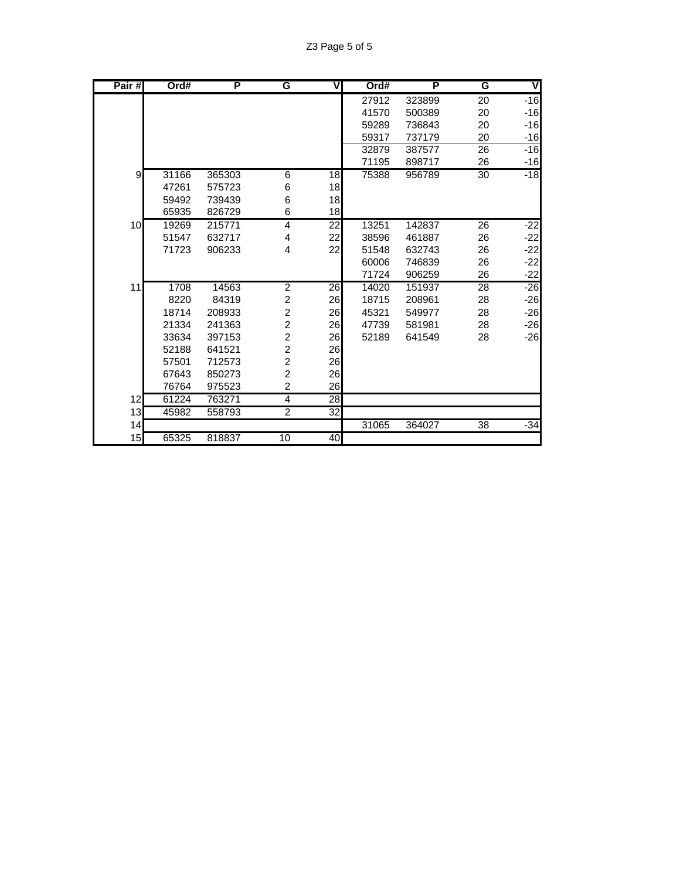| Pair # | Ord# | P | G | V | Ord# | P | G | V |
|---|---|---|---|---|---|---|---|---|
| | | | | | 27912 | 323899 | 20 | -16 |
| | | | | | 41570 | 500389 | 20 | -16 |
| | | | | | 59289 | 736843 | 20 | -16 |
| | | | | | 59317 | 737179 | 20 | -16 |
| | | | | | 32879 | 387577 | 26 | -16 |
| | | | | | 71195 | 898717 | 26 | -16 |
| 9 | 31166 | 365303 | 6 | 18 | 75388 | 956789 | 30 | -18 |
| | 47261 | 575723 | 6 | 18 | | | | |
| | 59492 | 739439 | 6 | 18 | | | | |
| | 65935 | 826729 | 6 | 18 | | | | |
| 10 | 19269 | 215771 | 4 | 22 | 13251 | 142837 | 26 | -22 |
| | 51547 | 632717 | 4 | 22 | 38596 | 461887 | 26 | -22 |
| | 71723 | 906233 | 4 | 22 | 51548 | 632743 | 26 | -22 |
| | | | | | 60006 | 746839 | 26 | -22 |
| | | | | | 71724 | 906259 | 26 | -22 |
| 11 | 1708 | 14563 | 2 | 26 | 14020 | 151937 | 28 | -26 |
| | 8220 | 84319 | 2 | 26 | 18715 | 208961 | 28 | -26 |
| | 18714 | 208933 | 2 | 26 | 45321 | 549977 | 28 | -26 |
| | 21334 | 241363 | 2 | 26 | 47739 | 581981 | 28 | -26 |
| | 33634 | 397153 | 2 | 26 | 52189 | 641549 | 28 | -26 |
| | 52188 | 641521 | 2 | 26 | | | | |
| | 57501 | 712573 | 2 | 26 | | | | |
| | 67643 | 850273 | 2 | 26 | | | | |
| | 76764 | 975523 | 2 | 26 | | | | |
| 12 | 61224 | 763271 | 4 | 28 | | | | |
| 13 | 45982 | 558793 | 2 | 32 | | | | |
| 14 | | | | | 31065 | 364027 | 38 | -34 |
| 15 | 65325 | 818837 | 10 | 40 | | | | |